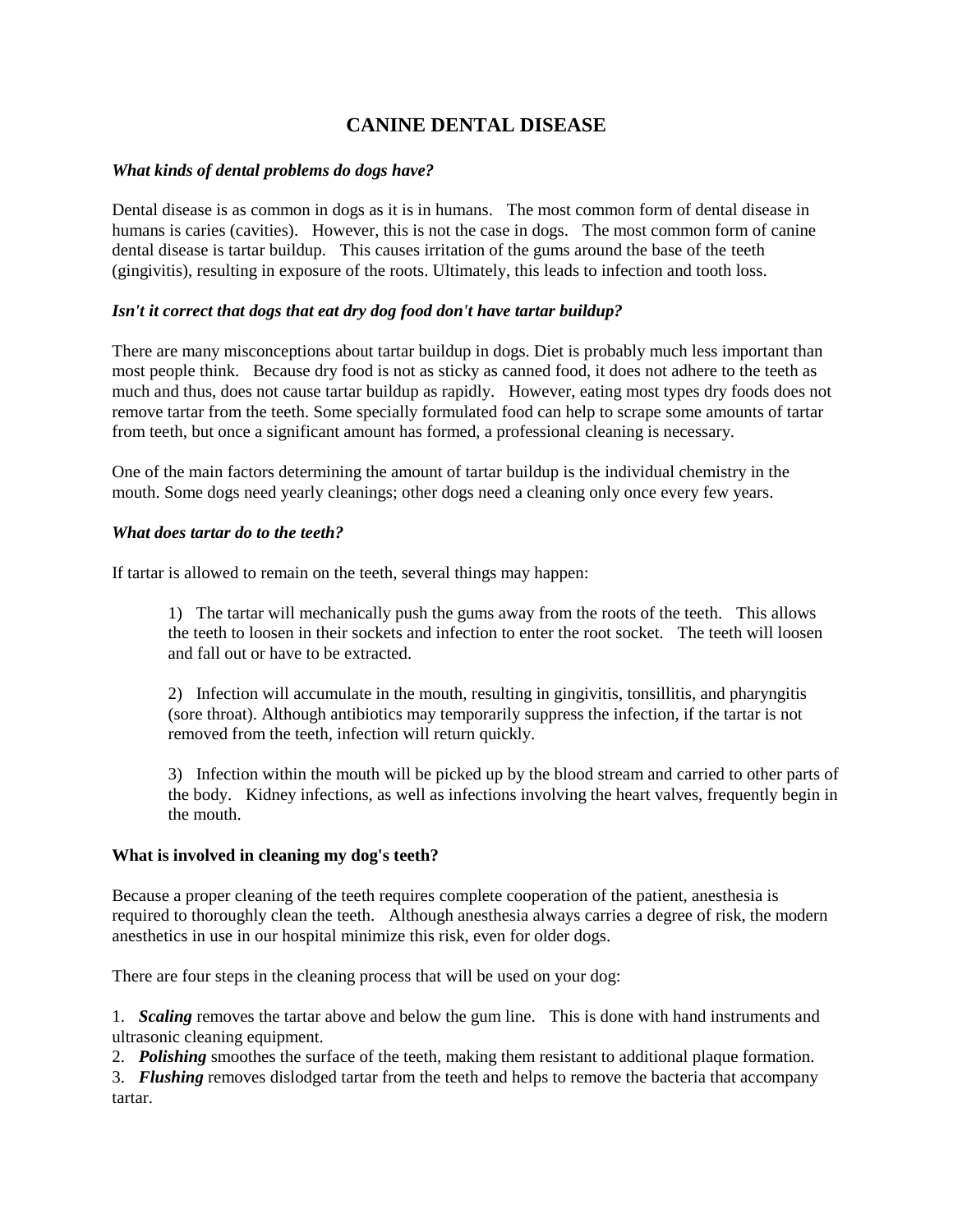# CANINE DENTAL DISEASE

***What kinds of dental problems do dogs have?***

Dental disease is as common in dogs as it is in humans. The most common form of dental disease in humans is caries (cavities). However, this is not the case in dogs. The most common form of canine dental disease is tartar buildup. This causes irritation of the gums around the base of the teeth (gingivitis), resulting in exposure of the roots. Ultimately, this leads to infection and tooth loss.

***Isn't it correct that dogs that eat dry dog food don't have tartar buildup?***

There are many misconceptions about tartar buildup in dogs. Diet is probably much less important than most people think. Because dry food is not as sticky as canned food, it does not adhere to the teeth as much and thus, does not cause tartar buildup as rapidly. However, eating most types dry foods does not remove tartar from the teeth. Some specially formulated food can help to scrape some amounts of tartar from teeth, but once a significant amount has formed, a professional cleaning is necessary.

One of the main factors determining the amount of tartar buildup is the individual chemistry in the mouth. Some dogs need yearly cleanings; other dogs need a cleaning only once every few years.

***What does tartar do to the teeth?***

If tartar is allowed to remain on the teeth, several things may happen:

> 1) The tartar will mechanically push the gums away from the roots of the teeth. This allows the teeth to loosen in their sockets and infection to enter the root socket. The teeth will loosen and fall out or have to be extracted.
>
> 2) Infection will accumulate in the mouth, resulting in gingivitis, tonsillitis, and pharyngitis (sore throat). Although antibiotics may temporarily suppress the infection, if the tartar is not removed from the teeth, infection will return quickly.
>
> 3) Infection within the mouth will be picked up by the blood stream and carried to other parts of the body. Kidney infections, as well as infections involving the heart valves, frequently begin in the mouth.

**What is involved in cleaning my dog's teeth?**

Because a proper cleaning of the teeth requires complete cooperation of the patient, anesthesia is required to thoroughly clean the teeth. Although anesthesia always carries a degree of risk, the modern anesthetics in use in our hospital minimize this risk, even for older dogs.

There are four steps in the cleaning process that will be used on your dog:

1. ***Scaling*** removes the tartar above and below the gum line. This is done with hand instruments and ultrasonic cleaning equipment.
2. ***Polishing*** smoothes the surface of the teeth, making them resistant to additional plaque formation.
3. ***Flushing*** removes dislodged tartar from the teeth and helps to remove the bacteria that accompany tartar.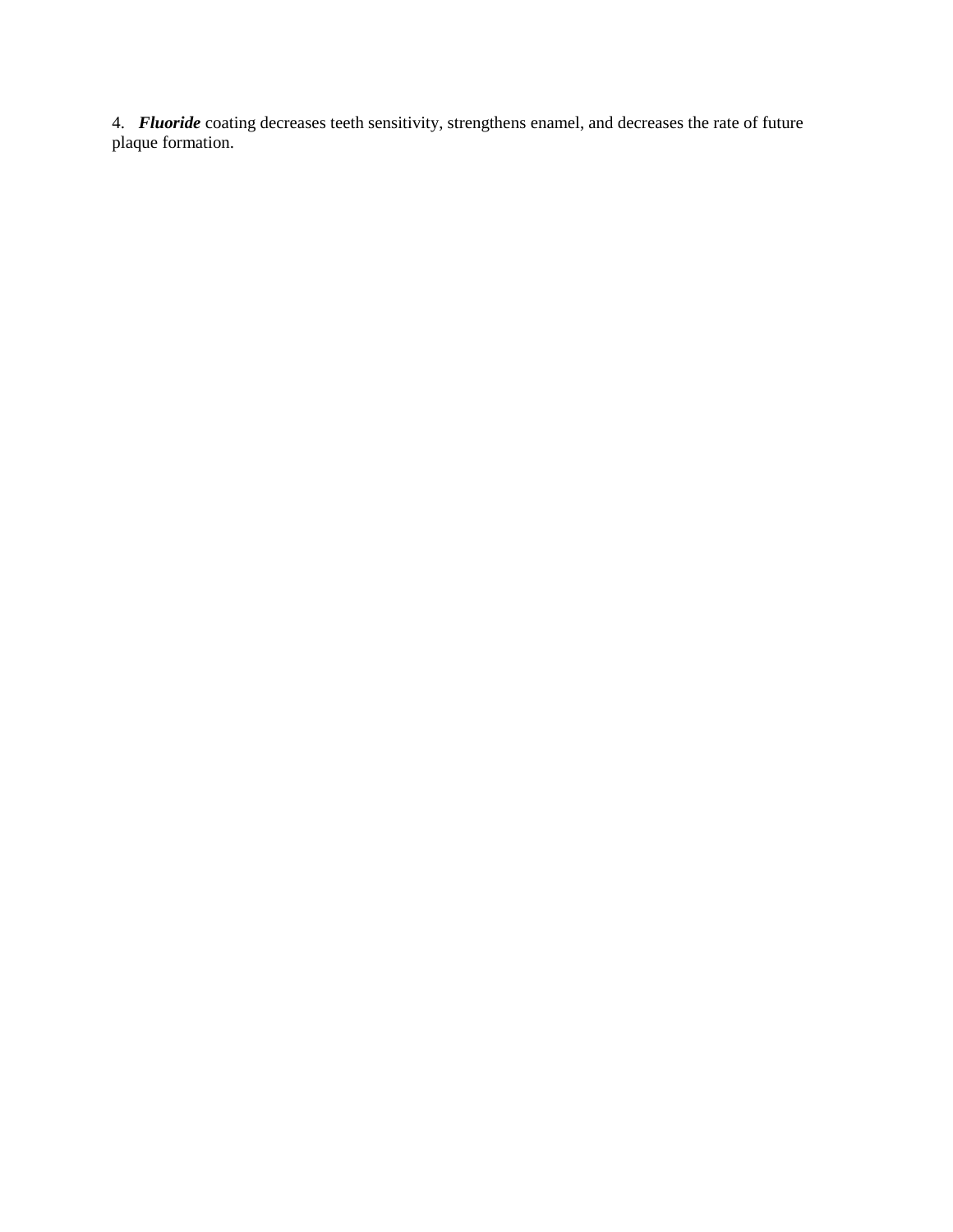4. ***Fluoride*** coating decreases teeth sensitivity, strengthens enamel, and decreases the rate of future plaque formation.